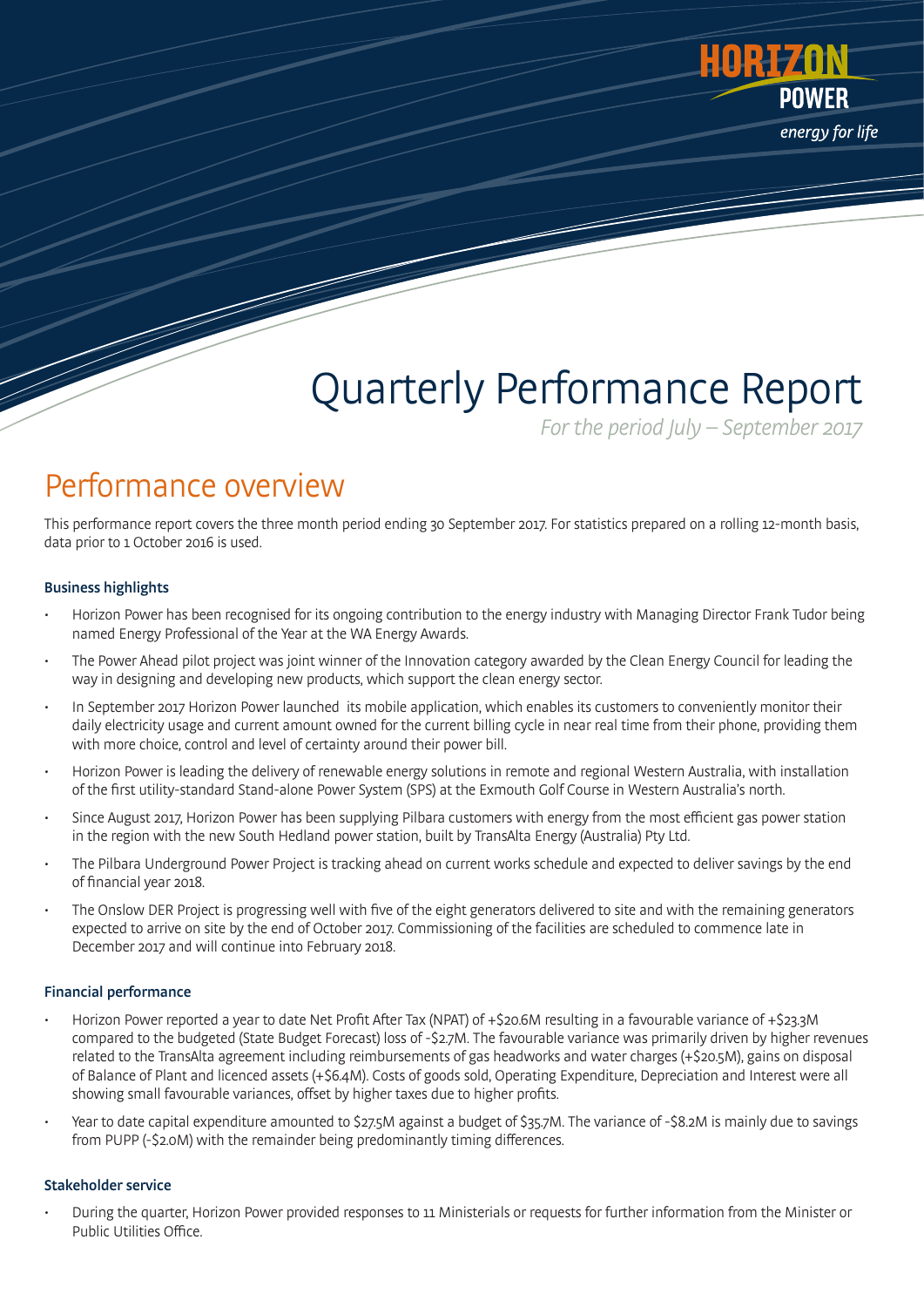# Quarterly Performance Report

*For the period July – September 2017*

## Performance overview

This performance report covers the three month period ending 30 September 2017. For statistics prepared on a rolling 12-month basis, data prior to 1 October 2016 is used.

### Business highlights

- Horizon Power has been recognised for its ongoing contribution to the energy industry with Managing Director Frank Tudor being named Energy Professional of the Year at the WA Energy Awards.
- The Power Ahead pilot project was joint winner of the Innovation category awarded by the Clean Energy Council for leading the way in designing and developing new products, which support the clean energy sector.
- In September 2017 Horizon Power launched its mobile application, which enables its customers to conveniently monitor their daily electricity usage and current amount owned for the current billing cycle in near real time from their phone, providing them with more choice, control and level of certainty around their power bill.
- Horizon Power is leading the delivery of renewable energy solutions in remote and regional Western Australia, with installation of the first utility-standard Stand-alone Power System (SPS) at the Exmouth Golf Course in Western Australia's north.
- Since August 2017, Horizon Power has been supplying Pilbara customers with energy from the most efficient gas power station in the region with the new South Hedland power station, built by TransAlta Energy (Australia) Pty Ltd.
- The Pilbara Underground Power Project is tracking ahead on current works schedule and expected to deliver savings by the end of financial year 2018.
- The Onslow DER Project is progressing well with five of the eight generators delivered to site and with the remaining generators expected to arrive on site by the end of October 2017. Commissioning of the facilities are scheduled to commence late in December 2017 and will continue into February 2018.

### Financial performance

- Horizon Power reported a year to date Net Profit After Tax (NPAT) of +$20.6M resulting in a favourable variance of +$23.3M compared to the budgeted (State Budget Forecast) loss of -$2.7M. The favourable variance was primarily driven by higher revenues related to the TransAlta agreement including reimbursements of gas headworks and water charges (+$20.5M), gains on disposal of Balance of Plant and licenced assets (+$6.4M). Costs of goods sold, Operating Expenditure, Depreciation and Interest were all showing small favourable variances, offset by higher taxes due to higher profits.
- Year to date capital expenditure amounted to $27.5M against a budget of $35.7M. The variance of -$8.2M is mainly due to savings from PUPP (-$2.0M) with the remainder being predominantly timing differences.

### Stakeholder service

- During the quarter, Horizon Power provided responses to 11 Ministerials or requests for further information from the Minister or Public Utilities Office.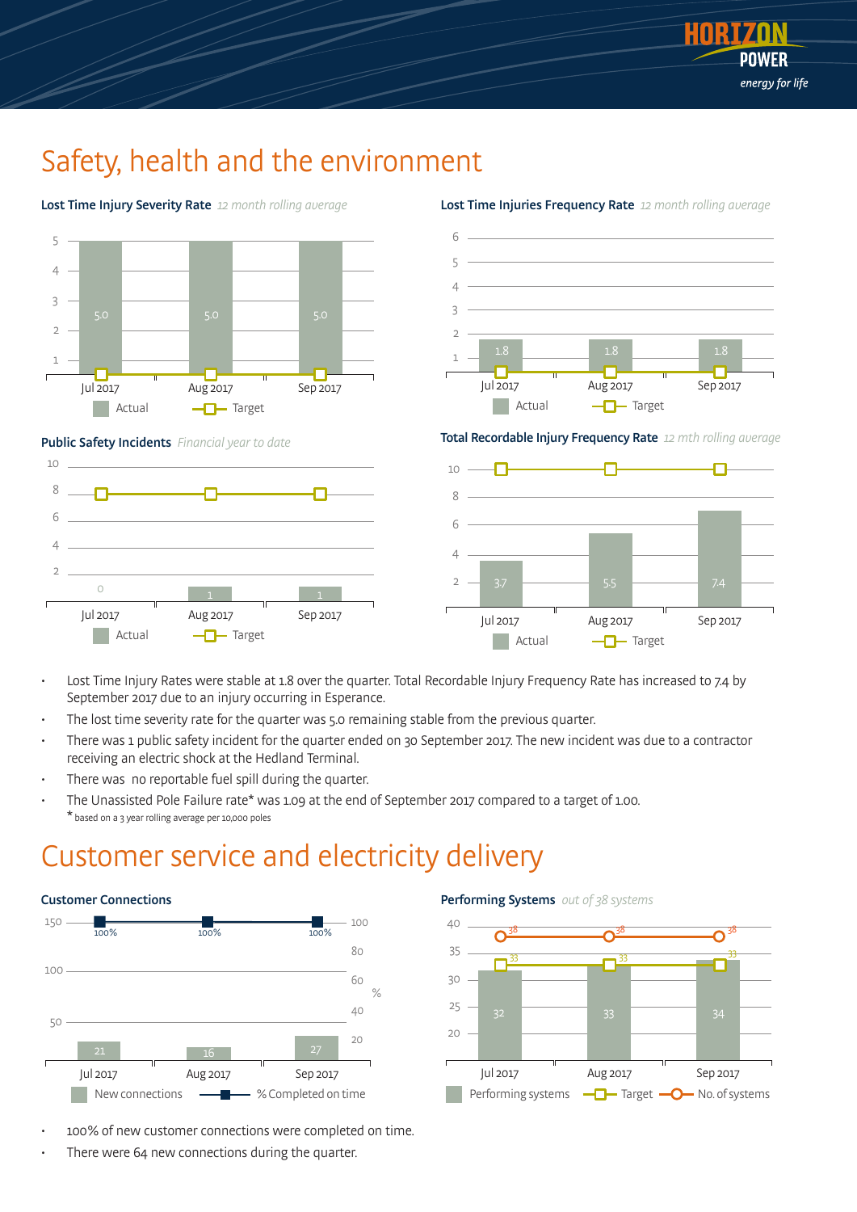# Safety, health and the environment

**Lost Time Injury Severity Rate** *12 month rolling average*

| | Jul 2017 | Aug 2017 | Sep 2017 |
|---|---|---|---|
| Actual | 5.0 | 5.0 | 5.0 |

**Lost Time Injuries Frequency Rate** *12 month rolling average*

| | Jul 2017 | Aug 2017 | Sep 2017 |
|---|---|---|---|
| Actual | 1.8 | 1.8 | 1.8 |

**Public Safety Incidents** *Financial year to date*

| | Jul 2017 | Aug 2017 | Sep 2017 |
|---|---|---|---|
| Actual | 0 | 1 | 1 |

**Total Recordable Injury Frequency Rate** *12 mth rolling average*

| | Jul 2017 | Aug 2017 | Sep 2017 |
|---|---|---|---|
| Actual | 3.7 | 5.5 | 7.4 |

- Lost Time Injury Rates were stable at 1.8 over the quarter. Total Recordable Injury Frequency Rate has increased to 7.4 by September 2017 due to an injury occurring in Esperance.
- The lost time severity rate for the quarter was 5.0 remaining stable from the previous quarter.
- There was 1 public safety incident for the quarter ended on 30 September 2017. The new incident was due to a contractor receiving an electric shock at the Hedland Terminal.
- There was no reportable fuel spill during the quarter.
- The Unassisted Pole Failure rate* was 1.09 at the end of September 2017 compared to a target of 1.00.

\* based on a 3 year rolling average per 10,000 poles

# Customer service and electricity delivery

**Customer Connections**

| | Jul 2017 | Aug 2017 | Sep 2017 |
|---|---|---|---|
| New connections | 21 | 16 | 27 |
| % Completed on time | 100% | 100% | 100% |

**Performing Systems** *out of 38 systems*

| | Jul 2017 | Aug 2017 | Sep 2017 |
|---|---|---|---|
| Performing systems | 32 | 33 | 34 |
| Target | 33 | 33 | 33 |
| No. of systems | 38 | 38 | 38 |

- 100% of new customer connections were completed on time.
- There were 64 new connections during the quarter.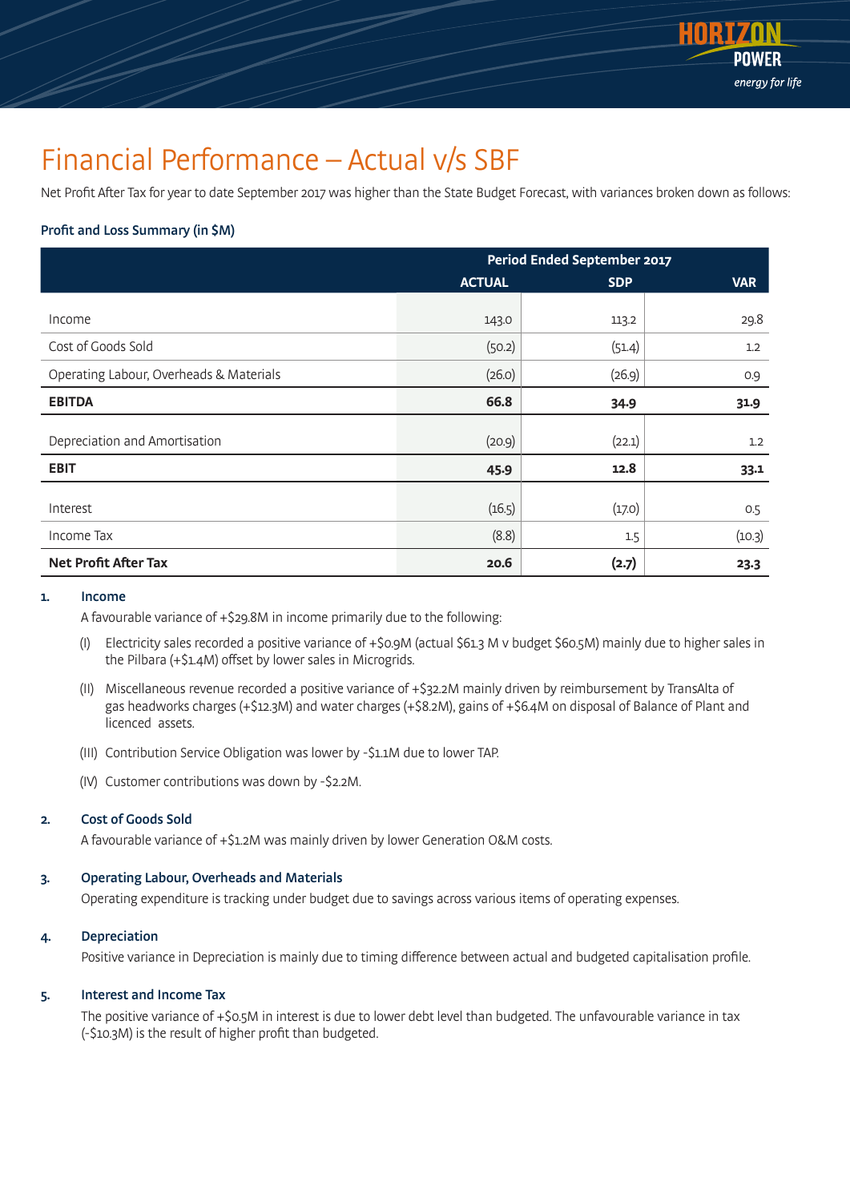# Financial Performance – Actual v/s SBF

Net Profit After Tax for year to date September 2017 was higher than the State Budget Forecast, with variances broken down as follows:

### Profit and Loss Summary (in $M)

| | Period Ended September 2017 | | |
|---|---|---|---|
| | **ACTUAL** | **SDP** | **VAR** |
| Income | 143.0 | 113.2 | 29.8 |
| Cost of Goods Sold | (50.2) | (51.4) | 1.2 |
| Operating Labour, Overheads & Materials | (26.0) | (26.9) | 0.9 |
| **EBITDA** | **66.8** | **34.9** | **31.9** |
| Depreciation and Amortisation | (20.9) | (22.1) | 1.2 |
| **EBIT** | **45.9** | **12.8** | **33.1** |
| Interest | (16.5) | (17.0) | 0.5 |
| Income Tax | (8.8) | 1.5 | (10.3) |
| **Net Profit After Tax** | **20.6** | **(2.7)** | **23.3** |

**1. Income**

A favourable variance of +$29.8M in income primarily due to the following:

(I) Electricity sales recorded a positive variance of +$0.9M (actual $61.3 M v budget $60.5M) mainly due to higher sales in the Pilbara (+$1.4M) offset by lower sales in Microgrids.

(II) Miscellaneous revenue recorded a positive variance of +$32.2M mainly driven by reimbursement by TransAlta of gas headworks charges (+$12.3M) and water charges (+$8.2M), gains of +$6.4M on disposal of Balance of Plant and licenced assets.

(III) Contribution Service Obligation was lower by -$1.1M due to lower TAP.

(IV) Customer contributions was down by -$2.2M.

**2. Cost of Goods Sold**

A favourable variance of +$1.2M was mainly driven by lower Generation O&M costs.

**3. Operating Labour, Overheads and Materials**

Operating expenditure is tracking under budget due to savings across various items of operating expenses.

**4. Depreciation**

Positive variance in Depreciation is mainly due to timing difference between actual and budgeted capitalisation profile.

**5. Interest and Income Tax**

The positive variance of +$0.5M in interest is due to lower debt level than budgeted. The unfavourable variance in tax (-$10.3M) is the result of higher profit than budgeted.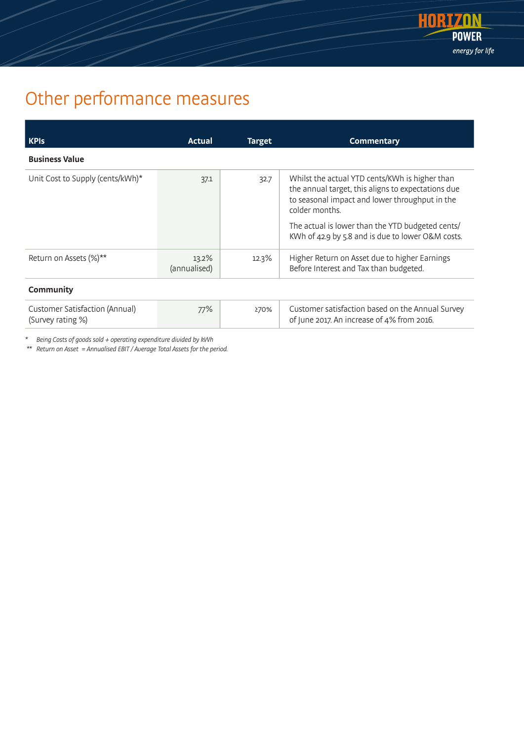# Other performance measures

| KPIs | Actual | Target | Commentary |
|---|---|---|---|
| **Business Value** | | | |
| Unit Cost to Supply (cents/kWh)* | 37.1 | 32.7 | Whilst the actual YTD cents/KWh is higher than the annual target, this aligns to expectations due to seasonal impact and lower throughput in the colder months.<br><br>The actual is lower than the YTD budgeted cents/KWh of 42.9 by 5.8 and is due to lower O&M costs. |
| Return on Assets (%)** | 13.2% (annualised) | 12.3% | Higher Return on Asset due to higher Earnings Before Interest and Tax than budgeted. |
| **Community** | | | |
| Customer Satisfaction (Annual) (Survey rating %) | 77% | ≥70% | Customer satisfaction based on the Annual Survey of June 2017. An increase of 4% from 2016. |

\* *Being Costs of goods sold + operating expenditure divided by kWh*

\*\* *Return on Asset = Annualised EBIT / Average Total Assets for the period.*